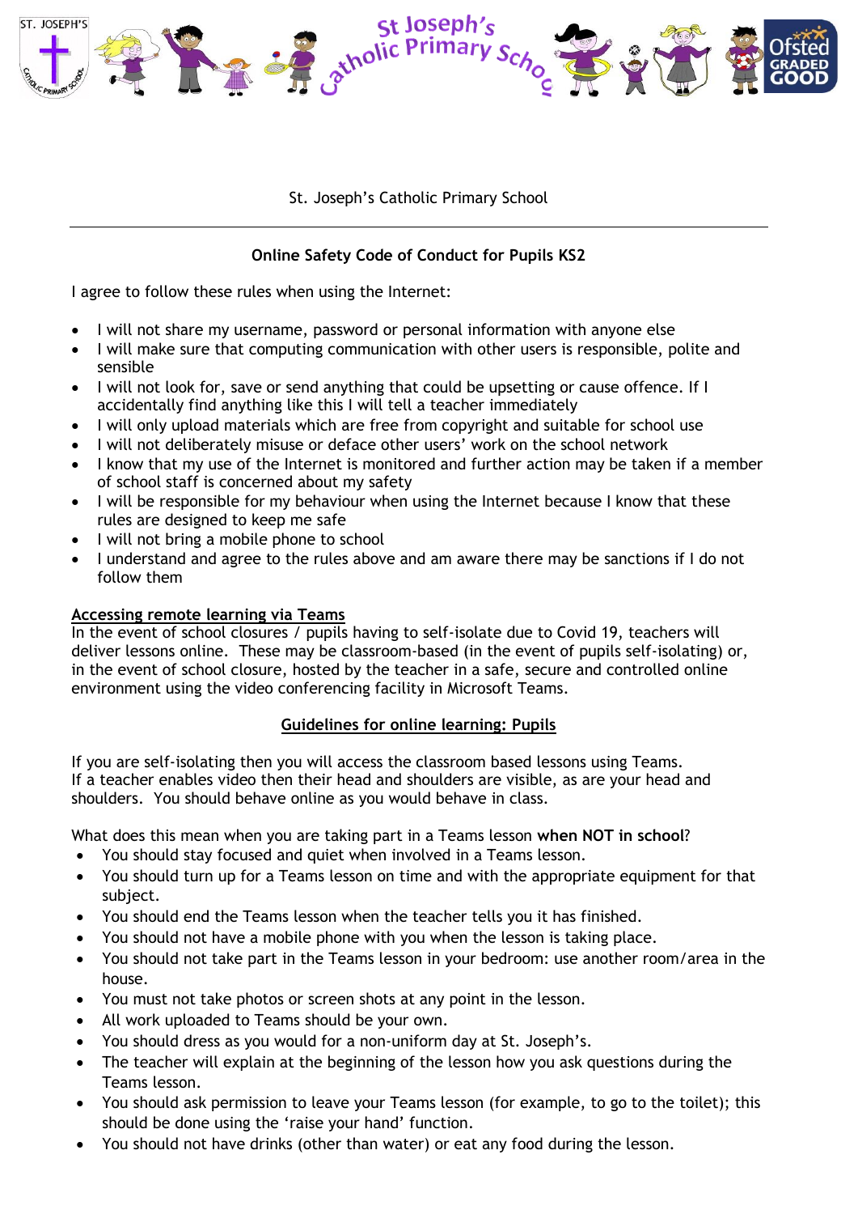St. Joseph's Catholic Primary School

---

**Online Safety Code of Conduct for Pupils KS2**

I agree to follow these rules when using the Internet:

- I will not share my username, password or personal information with anyone else
- I will make sure that computing communication with other users is responsible, polite and sensible
- I will not look for, save or send anything that could be upsetting or cause offence. If I accidentally find anything like this I will tell a teacher immediately
- I will only upload materials which are free from copyright and suitable for school use
- I will not deliberately misuse or deface other users' work on the school network
- I know that my use of the Internet is monitored and further action may be taken if a member of school staff is concerned about my safety
- I will be responsible for my behaviour when using the Internet because I know that these rules are designed to keep me safe
- I will not bring a mobile phone to school
- I understand and agree to the rules above and am aware there may be sanctions if I do not follow them

**Accessing remote learning via Teams**

In the event of school closures / pupils having to self-isolate due to Covid 19, teachers will deliver lessons online. These may be classroom-based (in the event of pupils self-isolating) or, in the event of school closure, hosted by the teacher in a safe, secure and controlled online environment using the video conferencing facility in Microsoft Teams.

**Guidelines for online learning: Pupils**

If you are self-isolating then you will access the classroom based lessons using Teams. If a teacher enables video then their head and shoulders are visible, as are your head and shoulders. You should behave online as you would behave in class.

What does this mean when you are taking part in a Teams lesson **when NOT in school**?

- You should stay focused and quiet when involved in a Teams lesson.
- You should turn up for a Teams lesson on time and with the appropriate equipment for that subject.
- You should end the Teams lesson when the teacher tells you it has finished.
- You should not have a mobile phone with you when the lesson is taking place.
- You should not take part in the Teams lesson in your bedroom: use another room/area in the house.
- You must not take photos or screen shots at any point in the lesson.
- All work uploaded to Teams should be your own.
- You should dress as you would for a non-uniform day at St. Joseph's.
- The teacher will explain at the beginning of the lesson how you ask questions during the Teams lesson.
- You should ask permission to leave your Teams lesson (for example, to go to the toilet); this should be done using the 'raise your hand' function.
- You should not have drinks (other than water) or eat any food during the lesson.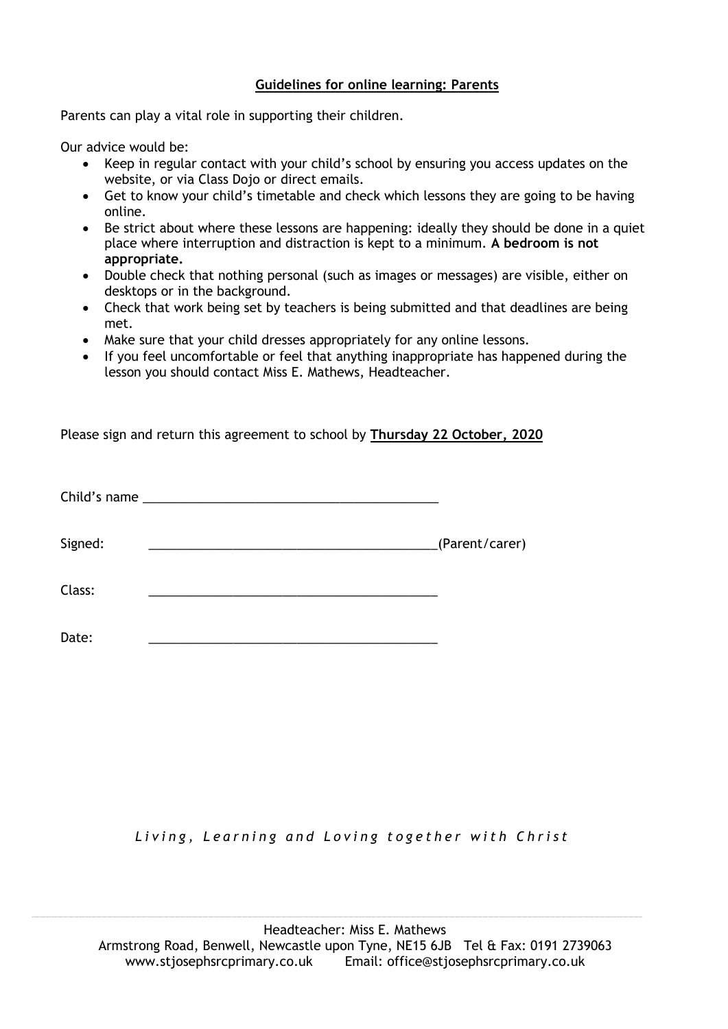**Guidelines for online learning: Parents**

Parents can play a vital role in supporting their children.

Our advice would be:

- Keep in regular contact with your child's school by ensuring you access updates on the website, or via Class Dojo or direct emails.
- Get to know your child's timetable and check which lessons they are going to be having online.
- Be strict about where these lessons are happening: ideally they should be done in a quiet place where interruption and distraction is kept to a minimum. **A bedroom is not appropriate.**
- Double check that nothing personal (such as images or messages) are visible, either on desktops or in the background.
- Check that work being set by teachers is being submitted and that deadlines are being met.
- Make sure that your child dresses appropriately for any online lessons.
- If you feel uncomfortable or feel that anything inappropriate has happened during the lesson you should contact Miss E. Mathews, Headteacher.

Please sign and return this agreement to school by **Thursday 22 October, 2020**

Child's name ___________________________________________

Signed: ___________________________________________(Parent/carer)

Class: ___________________________________________

Date: ___________________________________________

*Living, Learning and Loving together with Christ*

Headteacher: Miss E. Mathews
Armstrong Road, Benwell, Newcastle upon Tyne, NE15 6JB Tel & Fax: 0191 2739063
www.stjosephsrcprimary.co.uk Email: office@stjosephsrcprimary.co.uk